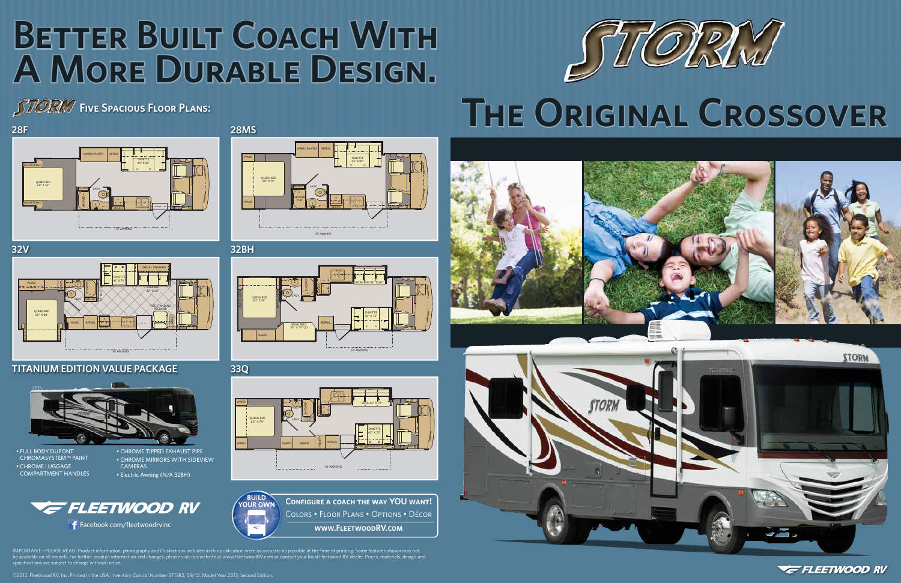# Better Built Coach With A More Durable Design.

## STORM Five Spacious Floor Plans:

### 28F

### 28MS

### 32V

### 32BH

### 33Q

## TITANIUM EDITION VALUE PACKAGE

- FULL BODY DUPONT CHROMASYSTEM™ PAINT
- CHROME LUGGAGE COMPARTMENT HANDLES
- CHROME TIPPED EXHAUST PIPE
- CHROME MIRRORS WITH SIDEVIEW CAMERAS
- Electric Awning (N/A 32BH)

FLEETWOOD RV

Facebook.com/fleetwoodrvinc

BUILD YOUR OWN

**Configure a coach the way YOU want!**

Colors • Floor Plans • Options • Décor

**www.FleetwoodRV.com**

# STORM

# The Original Crossover

FLEETWOOD RV

IMPORTANT—PLEASE READ: Product information, photography and illustrations included in this publication were as accurate as possible at the time of printing. Some features shown may not be available on all models. For further product information and changes, please visit our website at www.FleetwoodRV.com or contact your local Fleetwood RV dealer. Prices, materials, design and specifications are subject to change without notice.

©2012. Fleetwood RV, Inc. Printed in the USA. Inventory Control Number ST13B2, 09/12. Model Year 2013, Second Edition.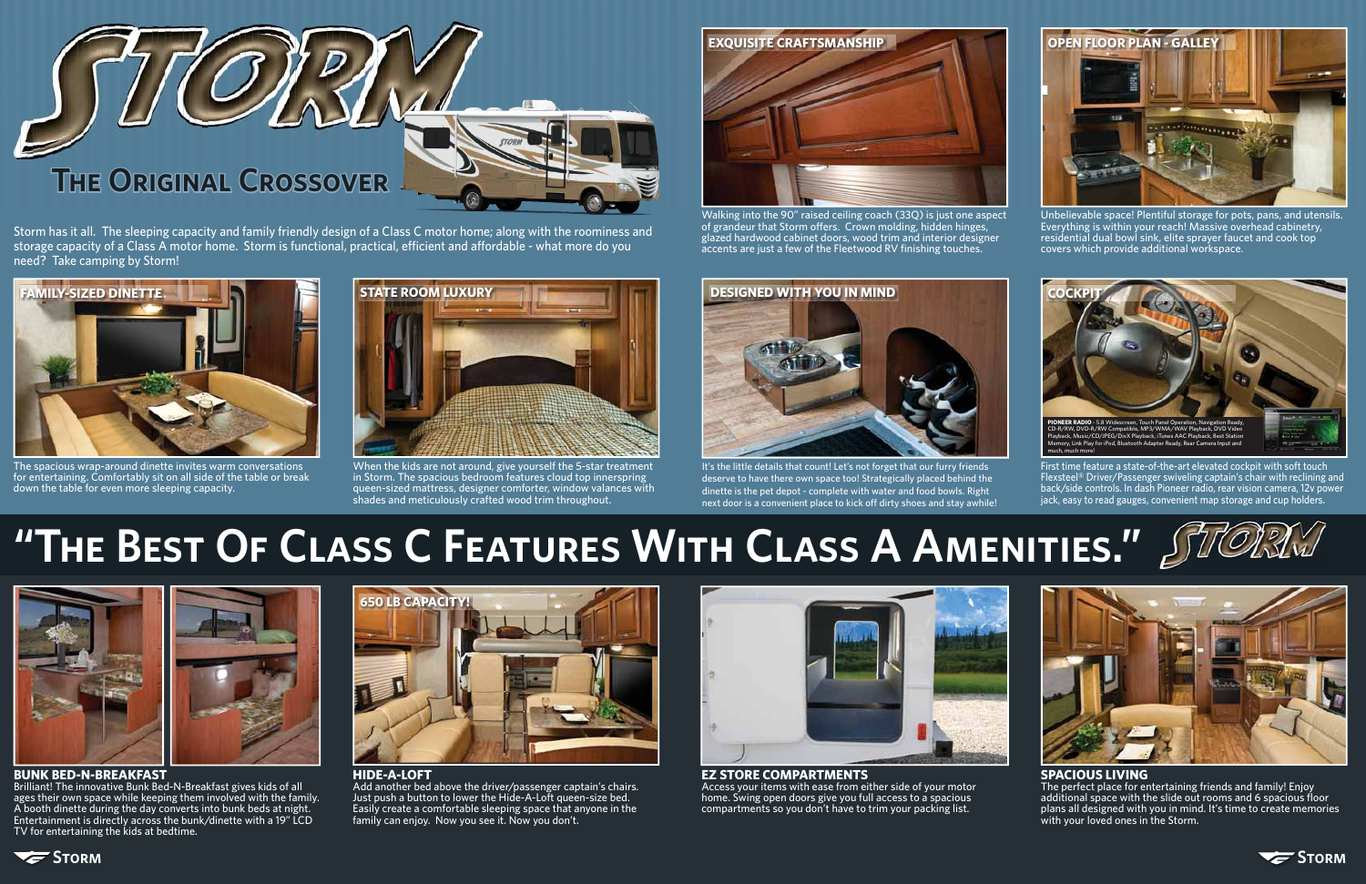# STORM

## The Original Crossover

Storm has it all. The sleeping capacity and family friendly design of a Class C motor home; along with the roominess and storage capacity of a Class A motor home. Storm is functional, practical, efficient and affordable - what more do you need? Take camping by Storm!

### EXQUISITE CRAFTSMANSHIP

Walking into the 90" raised ceiling coach (33Q) is just one aspect of grandeur that Storm offers. Crown molding, hidden hinges, glazed hardwood cabinet doors, wood trim and interior designer accents are just a few of the Fleetwood RV finishing touches.

### OPEN FLOOR PLAN - GALLEY

Unbelievable space! Plentiful storage for pots, pans, and utensils. Everything is within your reach! Massive overhead cabinetry, residential dual bowl sink, elite sprayer faucet and cook top covers which provide additional workspace.

### FAMILY-SIZED DINETTE

The spacious wrap-around dinette invites warm conversations for entertaining. Comfortably sit on all side of the table or break down the table for even more sleeping capacity.

### STATE ROOM LUXURY

When the kids are not around, give yourself the 5-star treatment in Storm. The spacious bedroom features cloud top innerspring queen-sized mattress, designer comforter, window valances with shades and meticulously crafted wood trim throughout.

### DESIGNED WITH YOU IN MIND

It's the little details that count! Let's not forget that our furry friends deserve to have there own space too! Strategically placed behind the dinette is the pet depot - complete with water and food bowls. Right next door is a convenient place to kick off dirty shoes and stay awhile!

### COCKPIT

**PIONEER RADIO** - 5.8 Widescreen, Touch Panel Operation, Navigation Ready, CD-R/RW, DVD-R/RW Compatible, MP3/WMA/WAV Playback, DVD Video Playback, Music/CD/JPEG/DivX Playback, iTunes AAC Playback, Best Station Memory, Link Play for iPod, Bluetooth Adapter Ready, Rear Camera Input and much, much more!

First time feature a state-of-the-art elevated cockpit with soft touch Flexsteel® Driver/Passenger swiveling captain's chair with reclining and back/side controls. In dash Pioneer radio, rear vision camera, 12v power jack, easy to read gauges, convenient map storage and cup holders.

## "The Best Of Class C Features With Class A Amenities." STORM

### BUNK BED-N-BREAKFAST

Brilliant! The innovative Bunk Bed-N-Breakfast gives kids of all ages their own space while keeping them involved with the family. A booth dinette during the day converts into bunk beds at night. Entertainment is directly across the bunk/dinette with a 19" LCD TV for entertaining the kids at bedtime.

### 650 LB CAPACITY!

### HIDE-A-LOFT

Add another bed above the driver/passenger captain's chairs. Just push a button to lower the Hide-A-Loft queen-size bed. Easily create a comfortable sleeping space that anyone in the family can enjoy. Now you see it. Now you don't.

### EZ STORE COMPARTMENTS

Access your items with ease from either side of your motor home. Swing open doors give you full access to a spacious compartments so you don't have to trim your packing list.

### SPACIOUS LIVING

The perfect place for entertaining friends and family! Enjoy additional space with the slide out rooms and 6 spacious floor plans all designed with you in mind. It's time to create memories with your loved ones in the Storm.